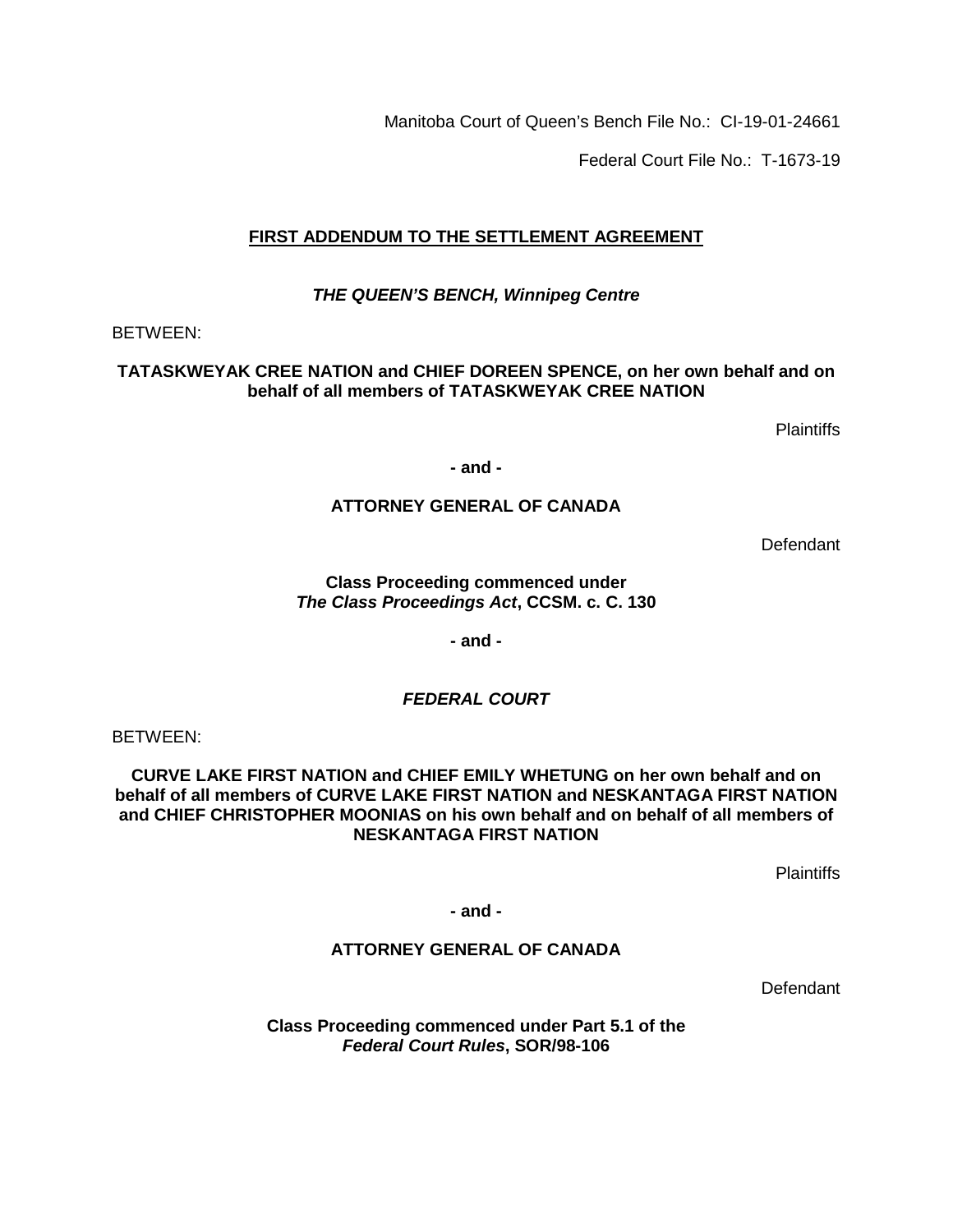Manitoba Court of Queen's Bench File No.: CI-19-01-24661

Federal Court File No.: T-1673-19

# FIRST ADDENDUM TO THE SETTLEMENT AGREEMENT

***THE QUEEN'S BENCH, Winnipeg Centre***

BETWEEN:

**TATASKWEYAK CREE NATION and CHIEF DOREEN SPENCE, on her own behalf and on behalf of all members of TATASKWEYAK CREE NATION**

Plaintiffs

**- and -**

**ATTORNEY GENERAL OF CANADA**

Defendant

**Class Proceeding commenced under *The Class Proceedings Act*, CCSM. c. C. 130**

**- and -**

***FEDERAL COURT***

BETWEEN:

**CURVE LAKE FIRST NATION and CHIEF EMILY WHETUNG on her own behalf and on behalf of all members of CURVE LAKE FIRST NATION and NESKANTAGA FIRST NATION and CHIEF CHRISTOPHER MOONIAS on his own behalf and on behalf of all members of NESKANTAGA FIRST NATION**

Plaintiffs

**- and -**

**ATTORNEY GENERAL OF CANADA**

Defendant

**Class Proceeding commenced under Part 5.1 of the *Federal Court Rules*, SOR/98-106**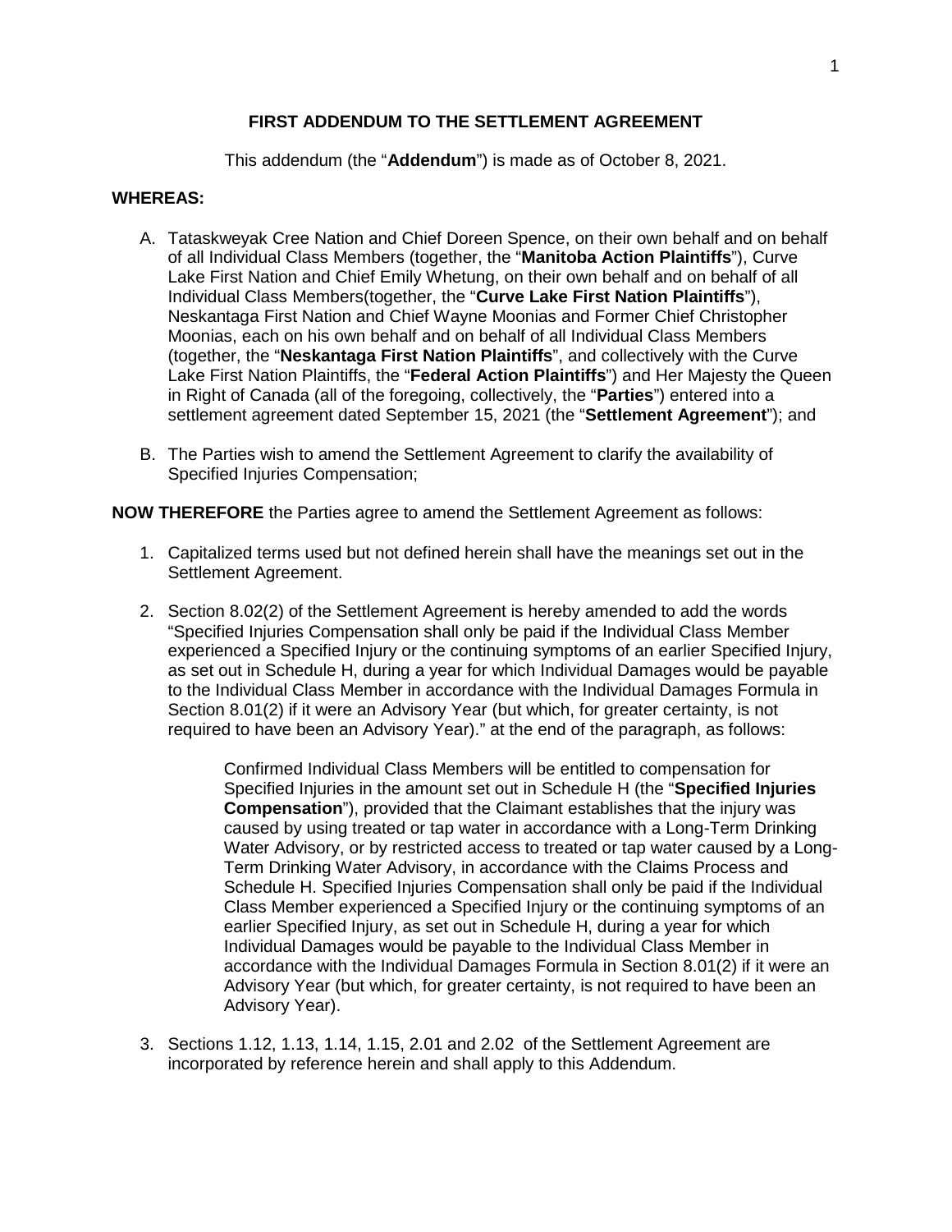**FIRST ADDENDUM TO THE SETTLEMENT AGREEMENT**

This addendum (the "**Addendum**") is made as of October 8, 2021.

**WHEREAS:**

A. Tataskweyak Cree Nation and Chief Doreen Spence, on their own behalf and on behalf of all Individual Class Members (together, the "**Manitoba Action Plaintiffs**"), Curve Lake First Nation and Chief Emily Whetung, on their own behalf and on behalf of all Individual Class Members(together, the "**Curve Lake First Nation Plaintiffs**"), Neskantaga First Nation and Chief Wayne Moonias and Former Chief Christopher Moonias, each on his own behalf and on behalf of all Individual Class Members (together, the "**Neskantaga First Nation Plaintiffs**", and collectively with the Curve Lake First Nation Plaintiffs, the "**Federal Action Plaintiffs**") and Her Majesty the Queen in Right of Canada (all of the foregoing, collectively, the "**Parties**") entered into a settlement agreement dated September 15, 2021 (the "**Settlement Agreement**"); and

B. The Parties wish to amend the Settlement Agreement to clarify the availability of Specified Injuries Compensation;

**NOW THEREFORE** the Parties agree to amend the Settlement Agreement as follows:

1. Capitalized terms used but not defined herein shall have the meanings set out in the Settlement Agreement.

2. Section 8.02(2) of the Settlement Agreement is hereby amended to add the words "Specified Injuries Compensation shall only be paid if the Individual Class Member experienced a Specified Injury or the continuing symptoms of an earlier Specified Injury, as set out in Schedule H, during a year for which Individual Damages would be payable to the Individual Class Member in accordance with the Individual Damages Formula in Section 8.01(2) if it were an Advisory Year (but which, for greater certainty, is not required to have been an Advisory Year)." at the end of the paragraph, as follows:

   > Confirmed Individual Class Members will be entitled to compensation for Specified Injuries in the amount set out in Schedule H (the "**Specified Injuries Compensation**"), provided that the Claimant establishes that the injury was caused by using treated or tap water in accordance with a Long-Term Drinking Water Advisory, or by restricted access to treated or tap water caused by a Long-Term Drinking Water Advisory, in accordance with the Claims Process and Schedule H. Specified Injuries Compensation shall only be paid if the Individual Class Member experienced a Specified Injury or the continuing symptoms of an earlier Specified Injury, as set out in Schedule H, during a year for which Individual Damages would be payable to the Individual Class Member in accordance with the Individual Damages Formula in Section 8.01(2) if it were an Advisory Year (but which, for greater certainty, is not required to have been an Advisory Year).

3. Sections 1.12, 1.13, 1.14, 1.15, 2.01 and 2.02 of the Settlement Agreement are incorporated by reference herein and shall apply to this Addendum.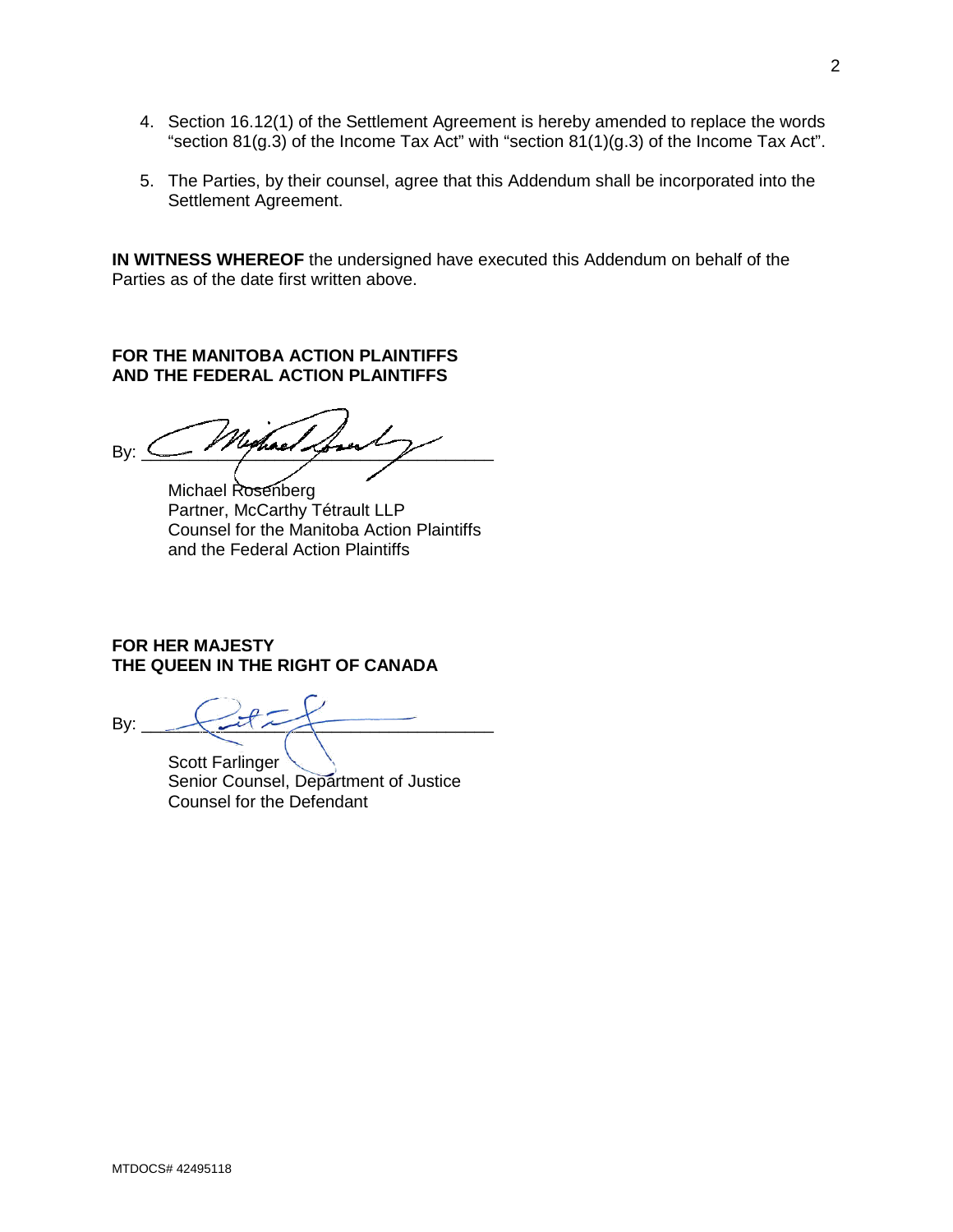4. Section 16.12(1) of the Settlement Agreement is hereby amended to replace the words "section 81(g.3) of the Income Tax Act" with "section 81(1)(g.3) of the Income Tax Act".

5. The Parties, by their counsel, agree that this Addendum shall be incorporated into the Settlement Agreement.

**IN WITNESS WHEREOF** the undersigned have executed this Addendum on behalf of the Parties as of the date first written above.

**FOR THE MANITOBA ACTION PLAINTIFFS AND THE FEDERAL ACTION PLAINTIFFS**

By: ______________________________

Michael Rosenberg
Partner, McCarthy Tétrault LLP
Counsel for the Manitoba Action Plaintiffs and the Federal Action Plaintiffs

**FOR HER MAJESTY THE QUEEN IN THE RIGHT OF CANADA**

By: ______________________________

Scott Farlinger
Senior Counsel, Department of Justice
Counsel for the Defendant

MTDOCS# 42495118